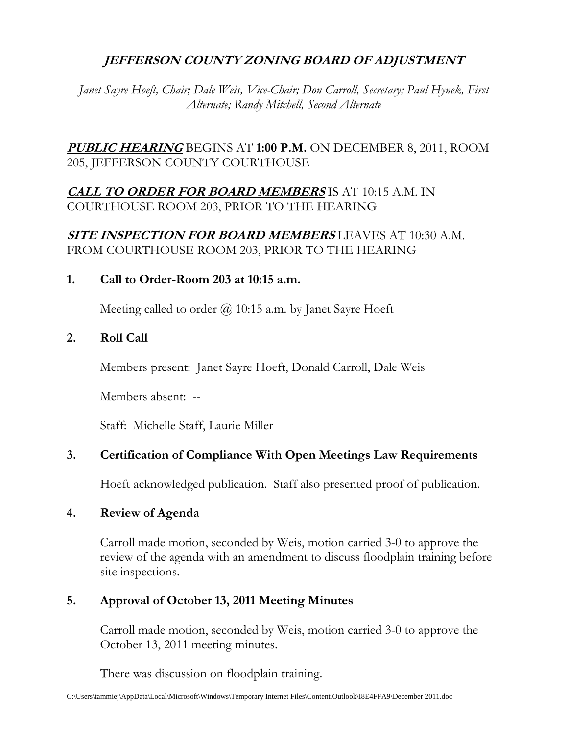# *JEFFERSON COUNTY ZONING BOARD OF ADJUSTMENT*

*Janet Sayre Hoeft, Chair; Dale Weis, Vice-Chair; Don Carroll, Secretary; Paul Hynek, First Alternate; Randy Mitchell, Second Alternate*

***PUBLIC HEARING*** BEGINS AT **1:00 P.M.** ON DECEMBER 8, 2011, ROOM 205, JEFFERSON COUNTY COURTHOUSE

***CALL TO ORDER FOR BOARD MEMBERS*** IS AT 10:15 A.M. IN COURTHOUSE ROOM 203, PRIOR TO THE HEARING

***SITE INSPECTION FOR BOARD MEMBERS*** LEAVES AT 10:30 A.M. FROM COURTHOUSE ROOM 203, PRIOR TO THE HEARING

**1. Call to Order-Room 203 at 10:15 a.m.**

Meeting called to order @ 10:15 a.m. by Janet Sayre Hoeft

**2. Roll Call**

Members present: Janet Sayre Hoeft, Donald Carroll, Dale Weis

Members absent: --

Staff: Michelle Staff, Laurie Miller

**3. Certification of Compliance With Open Meetings Law Requirements**

Hoeft acknowledged publication. Staff also presented proof of publication.

**4. Review of Agenda**

Carroll made motion, seconded by Weis, motion carried 3-0 to approve the review of the agenda with an amendment to discuss floodplain training before site inspections.

**5. Approval of October 13, 2011 Meeting Minutes**

Carroll made motion, seconded by Weis, motion carried 3-0 to approve the October 13, 2011 meeting minutes.

There was discussion on floodplain training.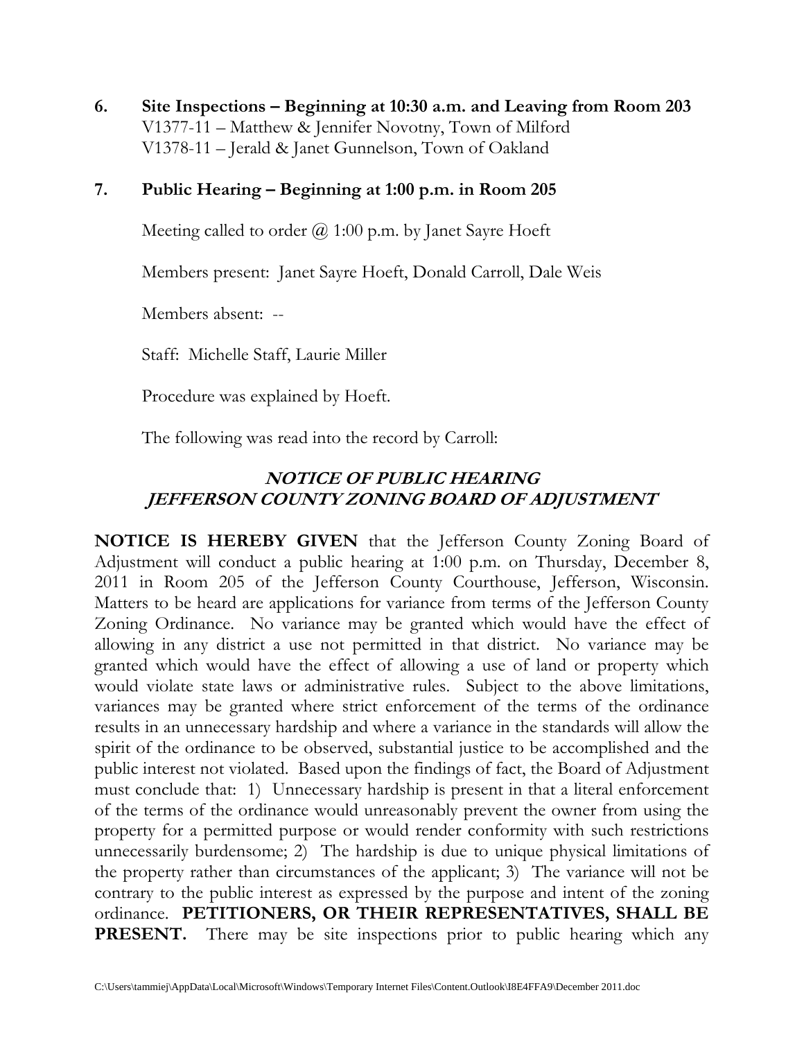**6. Site Inspections – Beginning at 10:30 a.m. and Leaving from Room 203**

V1377-11 – Matthew & Jennifer Novotny, Town of Milford
V1378-11 – Jerald & Janet Gunnelson, Town of Oakland

**7. Public Hearing – Beginning at 1:00 p.m. in Room 205**

Meeting called to order @ 1:00 p.m. by Janet Sayre Hoeft

Members present: Janet Sayre Hoeft, Donald Carroll, Dale Weis

Members absent: --

Staff: Michelle Staff, Laurie Miller

Procedure was explained by Hoeft.

The following was read into the record by Carroll:

## *NOTICE OF PUBLIC HEARING*
## *JEFFERSON COUNTY ZONING BOARD OF ADJUSTMENT*

**NOTICE IS HEREBY GIVEN** that the Jefferson County Zoning Board of Adjustment will conduct a public hearing at 1:00 p.m. on Thursday, December 8, 2011 in Room 205 of the Jefferson County Courthouse, Jefferson, Wisconsin. Matters to be heard are applications for variance from terms of the Jefferson County Zoning Ordinance. No variance may be granted which would have the effect of allowing in any district a use not permitted in that district. No variance may be granted which would have the effect of allowing a use of land or property which would violate state laws or administrative rules. Subject to the above limitations, variances may be granted where strict enforcement of the terms of the ordinance results in an unnecessary hardship and where a variance in the standards will allow the spirit of the ordinance to be observed, substantial justice to be accomplished and the public interest not violated. Based upon the findings of fact, the Board of Adjustment must conclude that: 1) Unnecessary hardship is present in that a literal enforcement of the terms of the ordinance would unreasonably prevent the owner from using the property for a permitted purpose or would render conformity with such restrictions unnecessarily burdensome; 2) The hardship is due to unique physical limitations of the property rather than circumstances of the applicant; 3) The variance will not be contrary to the public interest as expressed by the purpose and intent of the zoning ordinance. **PETITIONERS, OR THEIR REPRESENTATIVES, SHALL BE PRESENT.** There may be site inspections prior to public hearing which any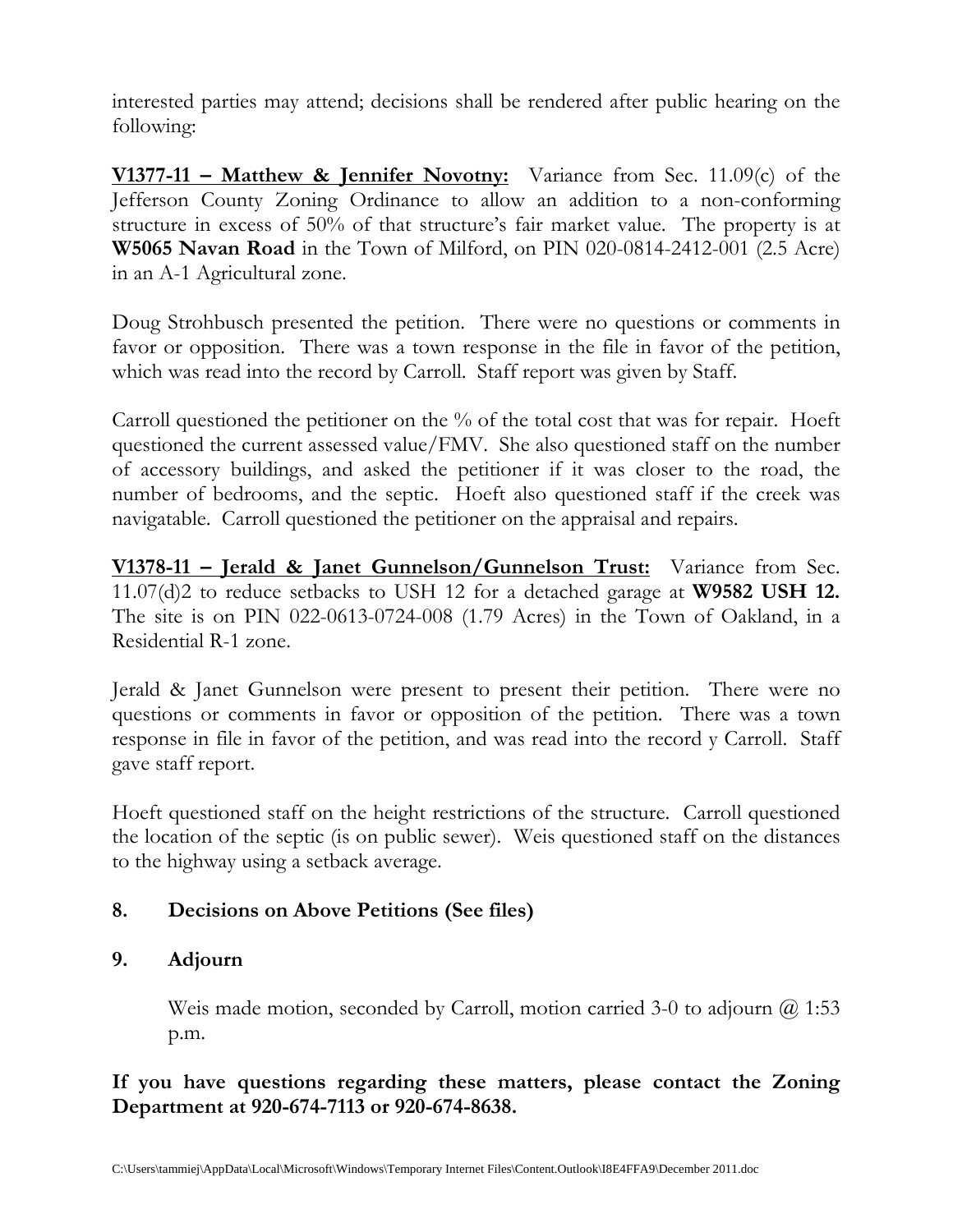interested parties may attend; decisions shall be rendered after public hearing on the following:

**<u>V1377-11 – Matthew & Jennifer Novotny:</u>** Variance from Sec. 11.09(c) of the Jefferson County Zoning Ordinance to allow an addition to a non-conforming structure in excess of 50% of that structure's fair market value. The property is at **W5065 Navan Road** in the Town of Milford, on PIN 020-0814-2412-001 (2.5 Acre) in an A-1 Agricultural zone.

Doug Strohbusch presented the petition. There were no questions or comments in favor or opposition. There was a town response in the file in favor of the petition, which was read into the record by Carroll. Staff report was given by Staff.

Carroll questioned the petitioner on the % of the total cost that was for repair. Hoeft questioned the current assessed value/FMV. She also questioned staff on the number of accessory buildings, and asked the petitioner if it was closer to the road, the number of bedrooms, and the septic. Hoeft also questioned staff if the creek was navigatable. Carroll questioned the petitioner on the appraisal and repairs.

**<u>V1378-11 – Jerald & Janet Gunnelson/Gunnelson Trust:</u>** Variance from Sec. 11.07(d)2 to reduce setbacks to USH 12 for a detached garage at **W9582 USH 12.** The site is on PIN 022-0613-0724-008 (1.79 Acres) in the Town of Oakland, in a Residential R-1 zone.

Jerald & Janet Gunnelson were present to present their petition. There were no questions or comments in favor or opposition of the petition. There was a town response in file in favor of the petition, and was read into the record y Carroll. Staff gave staff report.

Hoeft questioned staff on the height restrictions of the structure. Carroll questioned the location of the septic (is on public sewer). Weis questioned staff on the distances to the highway using a setback average.

## 8. Decisions on Above Petitions (See files)

## 9. Adjourn

Weis made motion, seconded by Carroll, motion carried 3-0 to adjourn @ 1:53 p.m.

**If you have questions regarding these matters, please contact the Zoning Department at 920-674-7113 or 920-674-8638.**

C:\Users\tammiej\AppData\Local\Microsoft\Windows\Temporary Internet Files\Content.Outlook\I8E4FFA9\December 2011.doc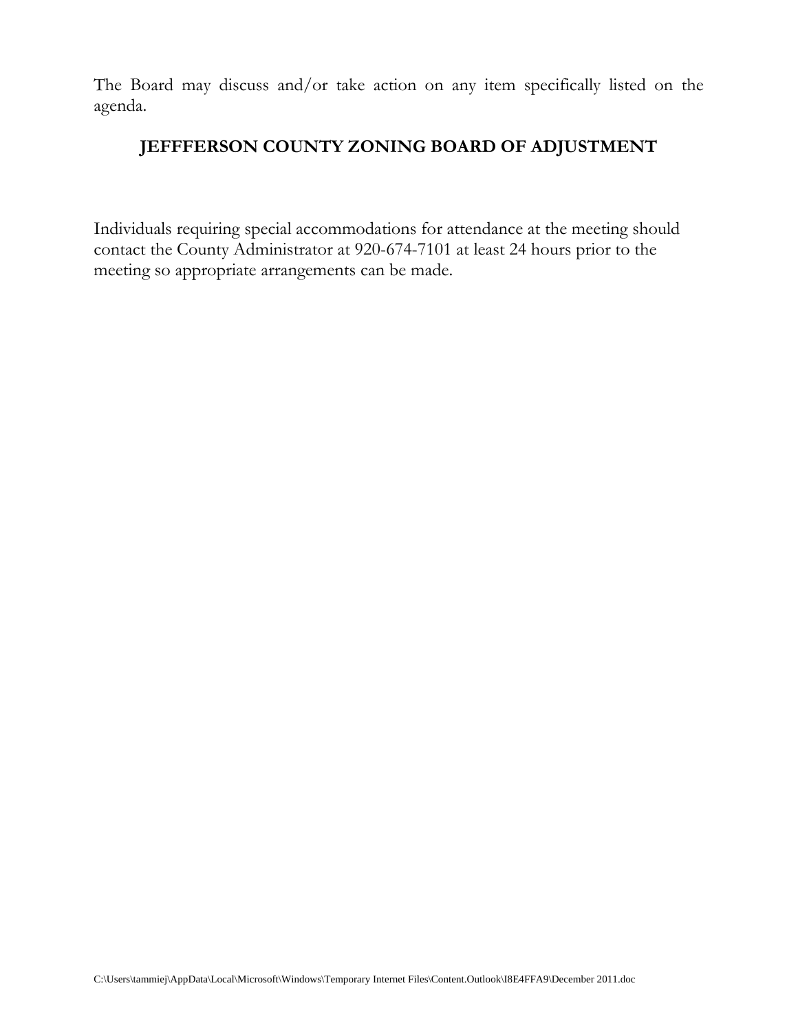The Board may discuss and/or take action on any item specifically listed on the agenda.

**JEFFFERSON COUNTY ZONING BOARD OF ADJUSTMENT**

Individuals requiring special accommodations for attendance at the meeting should contact the County Administrator at 920-674-7101 at least 24 hours prior to the meeting so appropriate arrangements can be made.

C:\Users\tammiej\AppData\Local\Microsoft\Windows\Temporary Internet Files\Content.Outlook\I8E4FFA9\December 2011.doc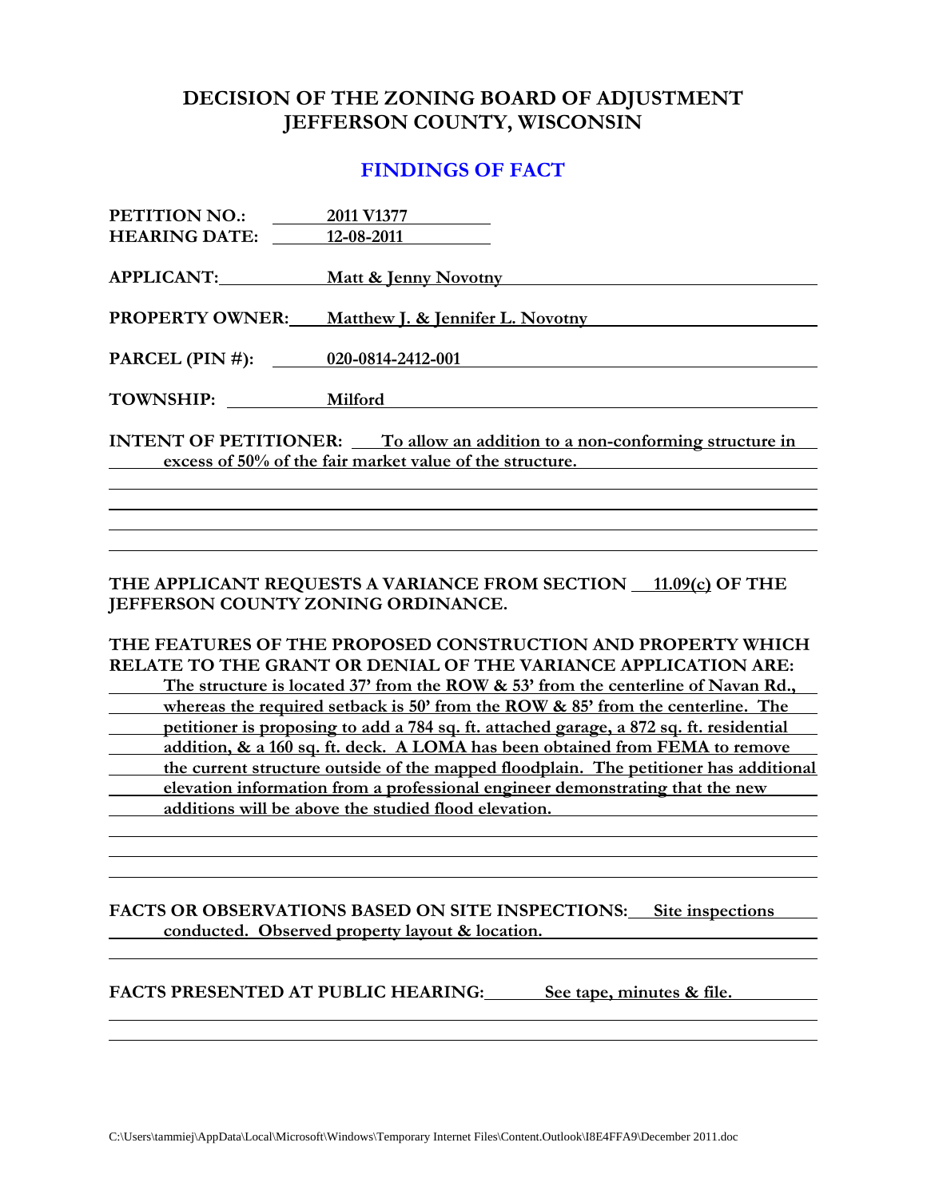# DECISION OF THE ZONING BOARD OF ADJUSTMENT
# JEFFERSON COUNTY, WISCONSIN

## FINDINGS OF FACT

**PETITION NO.:** 2011 V1377
**HEARING DATE:** 12-08-2011

**APPLICANT:** Matt & Jenny Novotny

**PROPERTY OWNER:** Matthew J. & Jennifer L. Novotny

**PARCEL (PIN #):** 020-0814-2412-001

**TOWNSHIP:** Milford

**INTENT OF PETITIONER:** To allow an addition to a non-conforming structure in excess of 50% of the fair market value of the structure.

**THE APPLICANT REQUESTS A VARIANCE FROM SECTION 11.09(c) OF THE JEFFERSON COUNTY ZONING ORDINANCE.**

**THE FEATURES OF THE PROPOSED CONSTRUCTION AND PROPERTY WHICH RELATE TO THE GRANT OR DENIAL OF THE VARIANCE APPLICATION ARE:** The structure is located 37' from the ROW & 53' from the centerline of Navan Rd., whereas the required setback is 50' from the ROW & 85' from the centerline. The petitioner is proposing to add a 784 sq. ft. attached garage, a 872 sq. ft. residential addition, & a 160 sq. ft. deck. A LOMA has been obtained from FEMA to remove the current structure outside of the mapped floodplain. The petitioner has additional elevation information from a professional engineer demonstrating that the new additions will be above the studied flood elevation.

**FACTS OR OBSERVATIONS BASED ON SITE INSPECTIONS:** Site inspections conducted. Observed property layout & location.

**FACTS PRESENTED AT PUBLIC HEARING:** See tape, minutes & file.

C:\Users\tammiej\AppData\Local\Microsoft\Windows\Temporary Internet Files\Content.Outlook\I8E4FFA9\December 2011.doc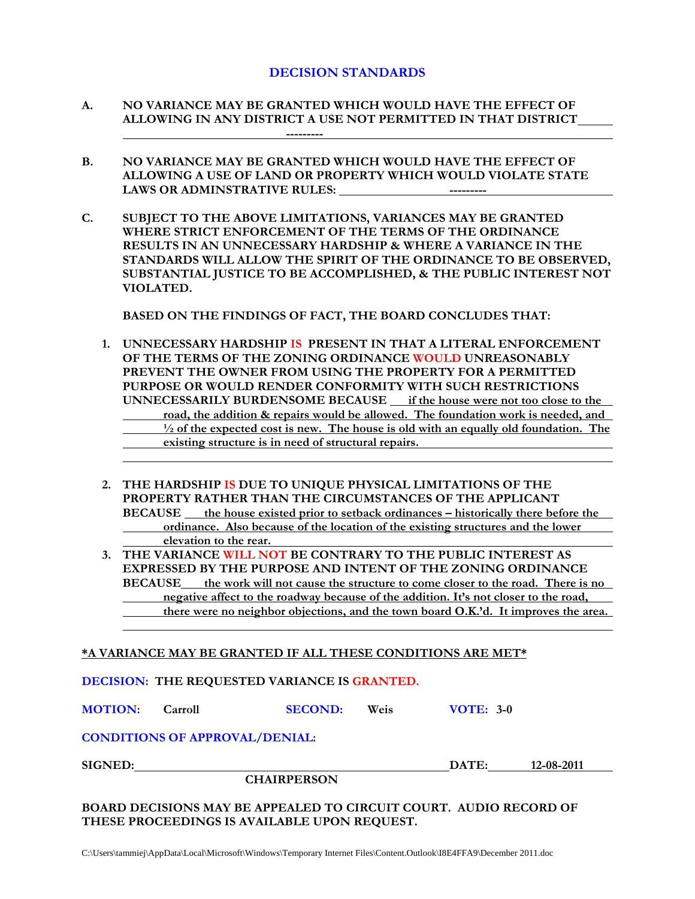## DECISION STANDARDS

**A. NO VARIANCE MAY BE GRANTED WHICH WOULD HAVE THE EFFECT OF ALLOWING IN ANY DISTRICT A USE NOT PERMITTED IN THAT DISTRICT** ---------

**B. NO VARIANCE MAY BE GRANTED WHICH WOULD HAVE THE EFFECT OF ALLOWING A USE OF LAND OR PROPERTY WHICH WOULD VIOLATE STATE LAWS OR ADMINSTRATIVE RULES:** ---------

**C. SUBJECT TO THE ABOVE LIMITATIONS, VARIANCES MAY BE GRANTED WHERE STRICT ENFORCEMENT OF THE TERMS OF THE ORDINANCE RESULTS IN AN UNNECESSARY HARDSHIP & WHERE A VARIANCE IN THE STANDARDS WILL ALLOW THE SPIRIT OF THE ORDINANCE TO BE OBSERVED, SUBSTANTIAL JUSTICE TO BE ACCOMPLISHED, & THE PUBLIC INTEREST NOT VIOLATED.**

**BASED ON THE FINDINGS OF FACT, THE BOARD CONCLUDES THAT:**

1. **UNNECESSARY HARDSHIP IS PRESENT IN THAT A LITERAL ENFORCEMENT OF THE TERMS OF THE ZONING ORDINANCE WOULD UNREASONABLY PREVENT THE OWNER FROM USING THE PROPERTY FOR A PERMITTED PURPOSE OR WOULD RENDER CONFORMITY WITH SUCH RESTRICTIONS UNNECESSARILY BURDENSOME BECAUSE** if the house were not too close to the road, the addition & repairs would be allowed. The foundation work is needed, and ½ of the expected cost is new. The house is old with an equally old foundation. The existing structure is in need of structural repairs.

2. **THE HARDSHIP IS DUE TO UNIQUE PHYSICAL LIMITATIONS OF THE PROPERTY RATHER THAN THE CIRCUMSTANCES OF THE APPLICANT BECAUSE** the house existed prior to setback ordinances – historically there before the ordinance. Also because of the location of the existing structures and the lower elevation to the rear.

3. **THE VARIANCE WILL NOT BE CONTRARY TO THE PUBLIC INTEREST AS EXPRESSED BY THE PURPOSE AND INTENT OF THE ZONING ORDINANCE BECAUSE** the work will not cause the structure to come closer to the road. There is no negative affect to the roadway because of the addition. It's not closer to the road, there were no neighbor objections, and the town board O.K.'d. It improves the area.

***A VARIANCE MAY BE GRANTED IF ALL THESE CONDITIONS ARE MET***

**DECISION: THE REQUESTED VARIANCE IS GRANTED.**

**MOTION:** Carroll **SECOND:** Weis **VOTE:** 3-0

**CONDITIONS OF APPROVAL/DENIAL:**

**SIGNED:** ______________________ **DATE:** 12-08-2011

**CHAIRPERSON**

**BOARD DECISIONS MAY BE APPEALED TO CIRCUIT COURT. AUDIO RECORD OF THESE PROCEEDINGS IS AVAILABLE UPON REQUEST.**

C:\Users\tammiej\AppData\Local\Microsoft\Windows\Temporary Internet Files\Content.Outlook\I8E4FFA9\December 2011.doc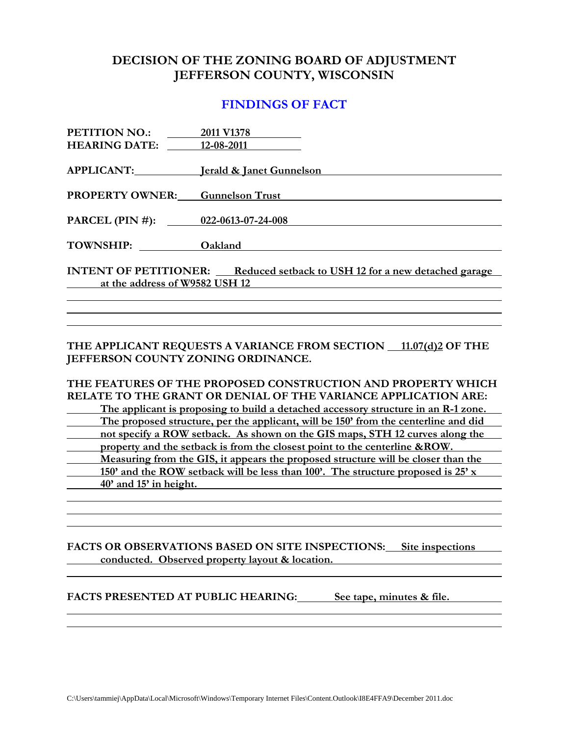# DECISION OF THE ZONING BOARD OF ADJUSTMENT
# JEFFERSON COUNTY, WISCONSIN

## FINDINGS OF FACT

**PETITION NO.:** 2011 V1378
**HEARING DATE:** 12-08-2011

**APPLICANT:** Jerald & Janet Gunnelson

**PROPERTY OWNER:** Gunnelson Trust

**PARCEL (PIN #):** 022-0613-07-24-008

**TOWNSHIP:** Oakland

**INTENT OF PETITIONER:** Reduced setback to USH 12 for a new detached garage at the address of W9582 USH 12

**THE APPLICANT REQUESTS A VARIANCE FROM SECTION 11.07(d)2 OF THE JEFFERSON COUNTY ZONING ORDINANCE.**

**THE FEATURES OF THE PROPOSED CONSTRUCTION AND PROPERTY WHICH RELATE TO THE GRANT OR DENIAL OF THE VARIANCE APPLICATION ARE:** The applicant is proposing to build a detached accessory structure in an R-1 zone. The proposed structure, per the applicant, will be 150' from the centerline and did not specify a ROW setback. As shown on the GIS maps, STH 12 curves along the property and the setback is from the closest point to the centerline &ROW. Measuring from the GIS, it appears the proposed structure will be closer than the 150' and the ROW setback will be less than 100'. The structure proposed is 25' x 40' and 15' in height.

**FACTS OR OBSERVATIONS BASED ON SITE INSPECTIONS:** Site inspections conducted. Observed property layout & location.

**FACTS PRESENTED AT PUBLIC HEARING:** See tape, minutes & file.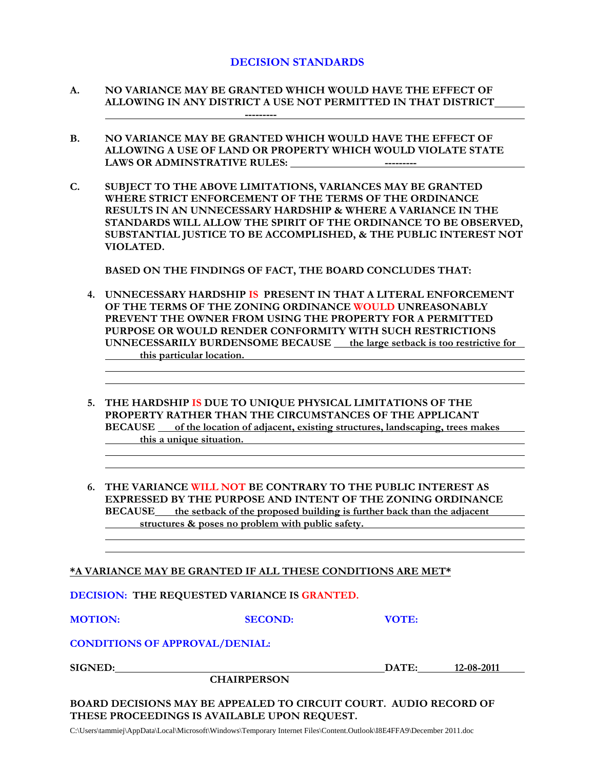## DECISION STANDARDS

**A. NO VARIANCE MAY BE GRANTED WHICH WOULD HAVE THE EFFECT OF ALLOWING IN ANY DISTRICT A USE NOT PERMITTED IN THAT DISTRICT** ---------

**B. NO VARIANCE MAY BE GRANTED WHICH WOULD HAVE THE EFFECT OF ALLOWING A USE OF LAND OR PROPERTY WHICH WOULD VIOLATE STATE LAWS OR ADMINSTRATIVE RULES:** ---------

**C. SUBJECT TO THE ABOVE LIMITATIONS, VARIANCES MAY BE GRANTED WHERE STRICT ENFORCEMENT OF THE TERMS OF THE ORDINANCE RESULTS IN AN UNNECESSARY HARDSHIP & WHERE A VARIANCE IN THE STANDARDS WILL ALLOW THE SPIRIT OF THE ORDINANCE TO BE OBSERVED, SUBSTANTIAL JUSTICE TO BE ACCOMPLISHED, & THE PUBLIC INTEREST NOT VIOLATED.**

**BASED ON THE FINDINGS OF FACT, THE BOARD CONCLUDES THAT:**

4. **UNNECESSARY HARDSHIP IS PRESENT IN THAT A LITERAL ENFORCEMENT OF THE TERMS OF THE ZONING ORDINANCE WOULD UNREASONABLY PREVENT THE OWNER FROM USING THE PROPERTY FOR A PERMITTED PURPOSE OR WOULD RENDER CONFORMITY WITH SUCH RESTRICTIONS UNNECESSARILY BURDENSOME BECAUSE** the large setback is too restrictive for this particular location.

5. **THE HARDSHIP IS DUE TO UNIQUE PHYSICAL LIMITATIONS OF THE PROPERTY RATHER THAN THE CIRCUMSTANCES OF THE APPLICANT BECAUSE** of the location of adjacent, existing structures, landscaping, trees makes this a unique situation.

6. **THE VARIANCE WILL NOT BE CONTRARY TO THE PUBLIC INTEREST AS EXPRESSED BY THE PURPOSE AND INTENT OF THE ZONING ORDINANCE BECAUSE** the setback of the proposed building is further back than the adjacent structures & poses no problem with public safety.

**\*A VARIANCE MAY BE GRANTED IF ALL THESE CONDITIONS ARE MET\***

**DECISION: THE REQUESTED VARIANCE IS GRANTED.**

**MOTION:** **SECOND:** **VOTE:**

**CONDITIONS OF APPROVAL/DENIAL:**

**SIGNED:** ____________________ **DATE:** 12-08-2011

**CHAIRPERSON**

**BOARD DECISIONS MAY BE APPEALED TO CIRCUIT COURT. AUDIO RECORD OF THESE PROCEEDINGS IS AVAILABLE UPON REQUEST.**

C:\Users\tammiej\AppData\Local\Microsoft\Windows\Temporary Internet Files\Content.Outlook\I8E4FFA9\December 2011.doc